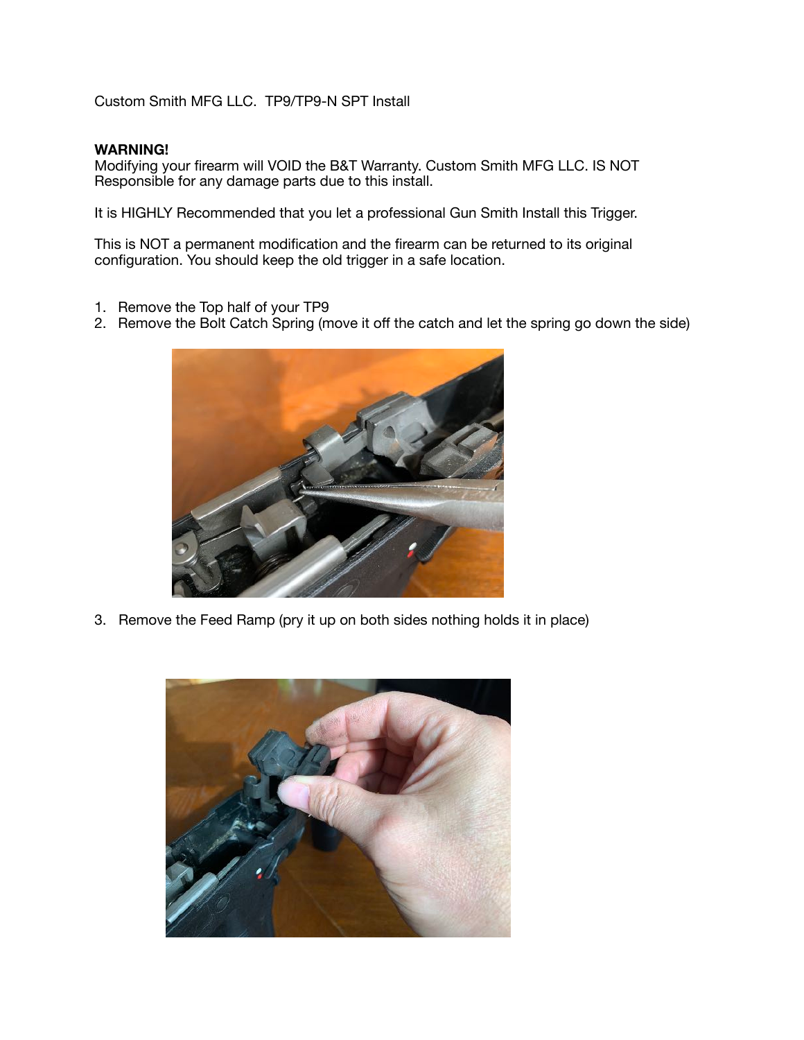Custom Smith MFG LLC.  TP9/TP9-N SPT Install

**WARNING!**
Modifying your firearm will VOID the B&T Warranty. Custom Smith MFG LLC. IS NOT Responsible for any damage parts due to this install.

It is HIGHLY Recommended that you let a professional Gun Smith Install this Trigger.

This is NOT a permanent modification and the firearm can be returned to its original configuration. You should keep the old trigger in a safe location.

1. Remove the Top half of your TP9
2. Remove the Bolt Catch Spring (move it off the catch and let the spring go down the side)

3. Remove the Feed Ramp (pry it up on both sides nothing holds it in place)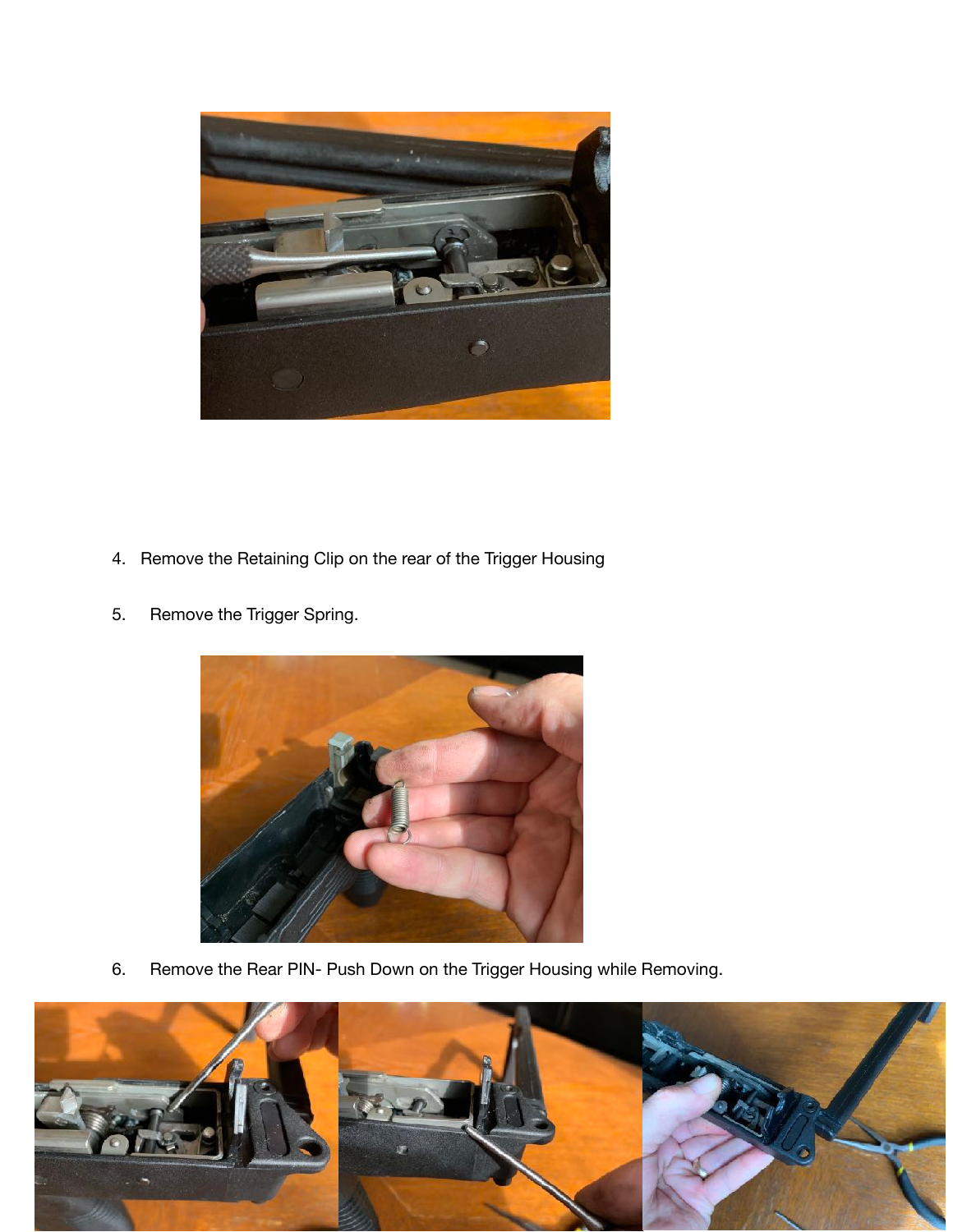4. Remove the Retaining Clip on the rear of the Trigger Housing

5. Remove the Trigger Spring.

6. Remove the Rear PIN- Push Down on the Trigger Housing while Removing.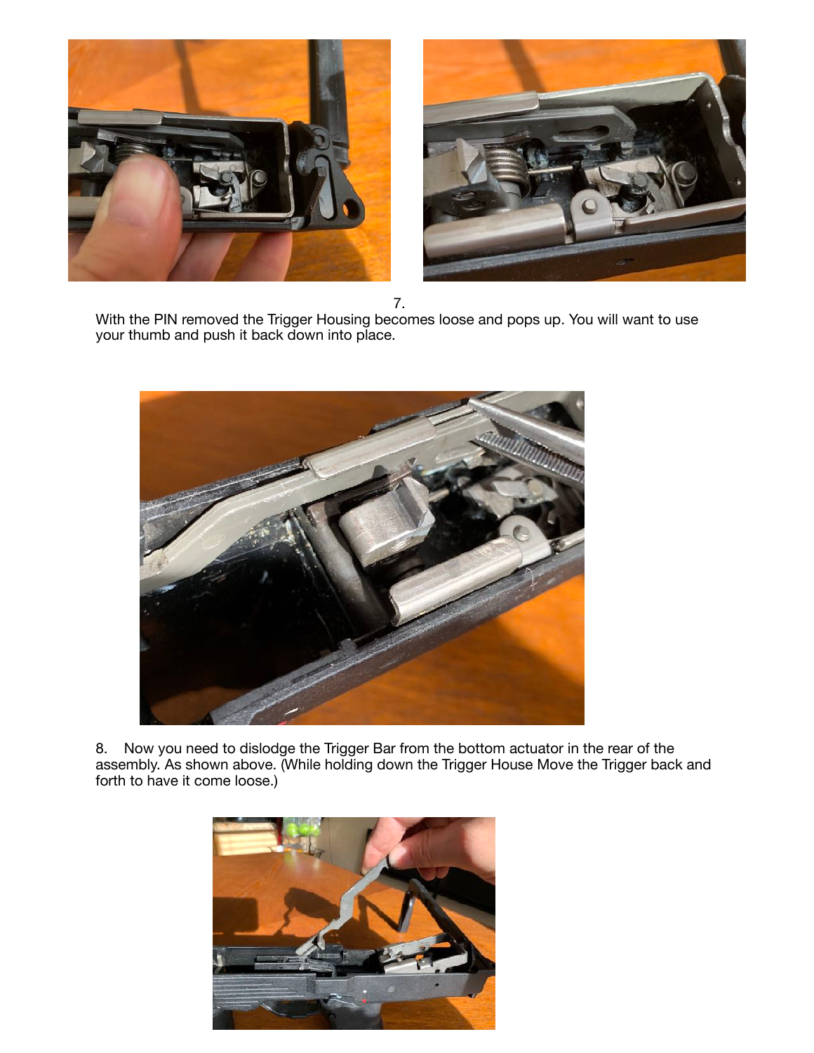7.
With the PIN removed the Trigger Housing becomes loose and pops up. You will want to use your thumb and push it back down into place.

8. Now you need to dislodge the Trigger Bar from the bottom actuator in the rear of the assembly. As shown above. (While holding down the Trigger House Move the Trigger back and forth to have it come loose.)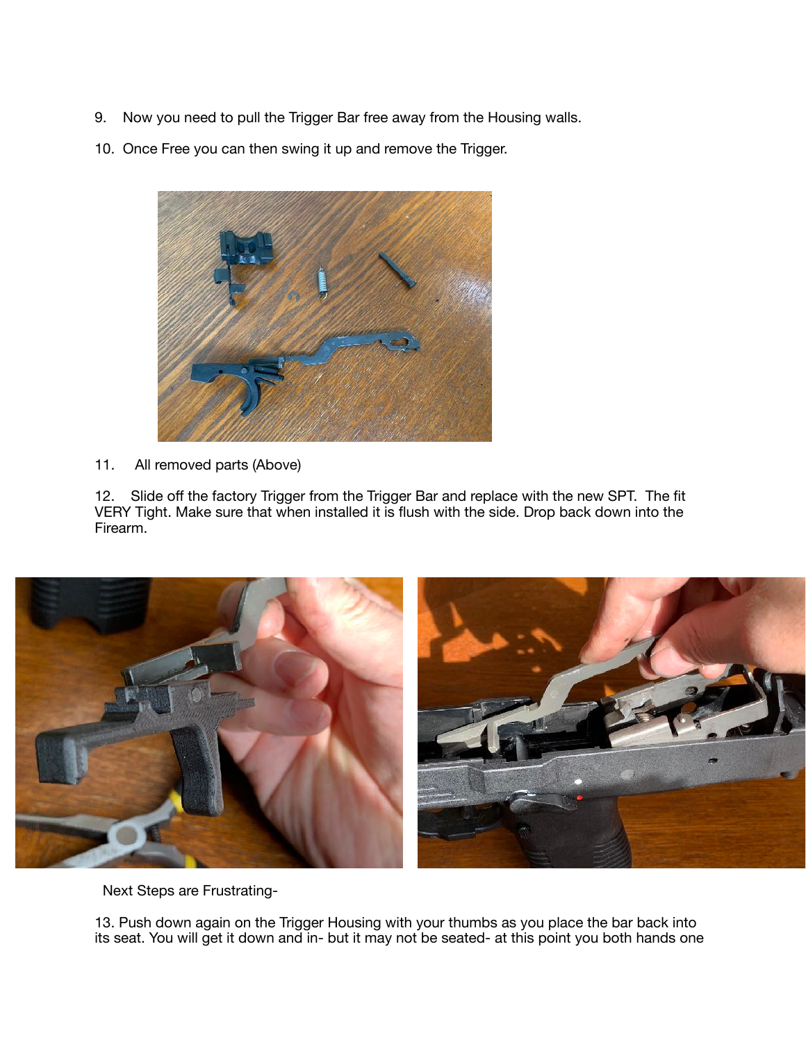9. Now you need to pull the Trigger Bar free away from the Housing walls.

10. Once Free you can then swing it up and remove the Trigger.

11. All removed parts (Above)

12. Slide off the factory Trigger from the Trigger Bar and replace with the new SPT. The fit VERY Tight. Make sure that when installed it is flush with the side. Drop back down into the Firearm.

Next Steps are Frustrating-

13. Push down again on the Trigger Housing with your thumbs as you place the bar back into its seat. You will get it down and in- but it may not be seated- at this point you both hands one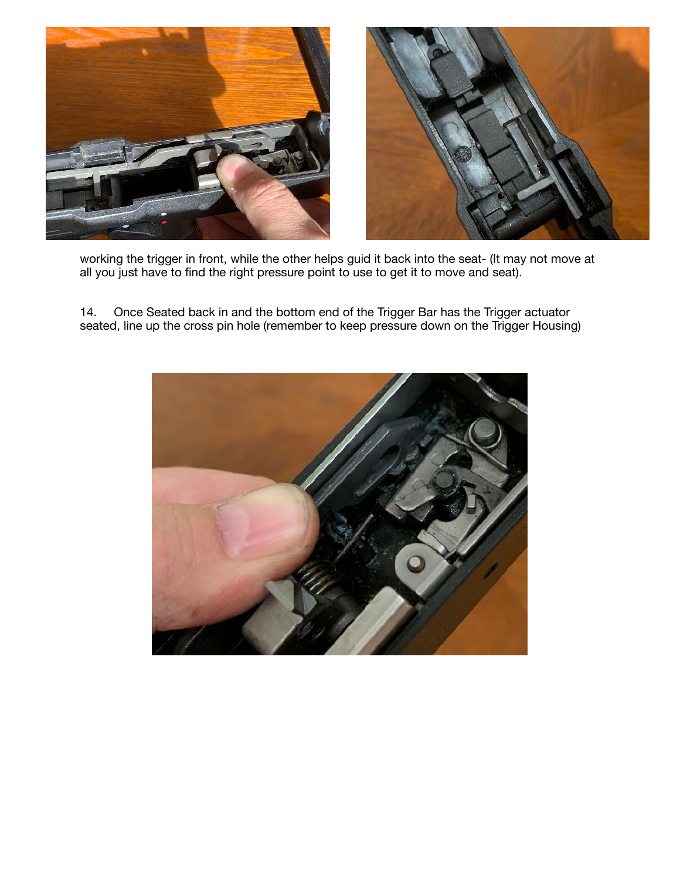working the trigger in front, while the other helps guid it back into the seat- (It may not move at all you just have to find the right pressure point to use to get it to move and seat).

14. Once Seated back in and the bottom end of the Trigger Bar has the Trigger actuator seated, line up the cross pin hole (remember to keep pressure down on the Trigger Housing)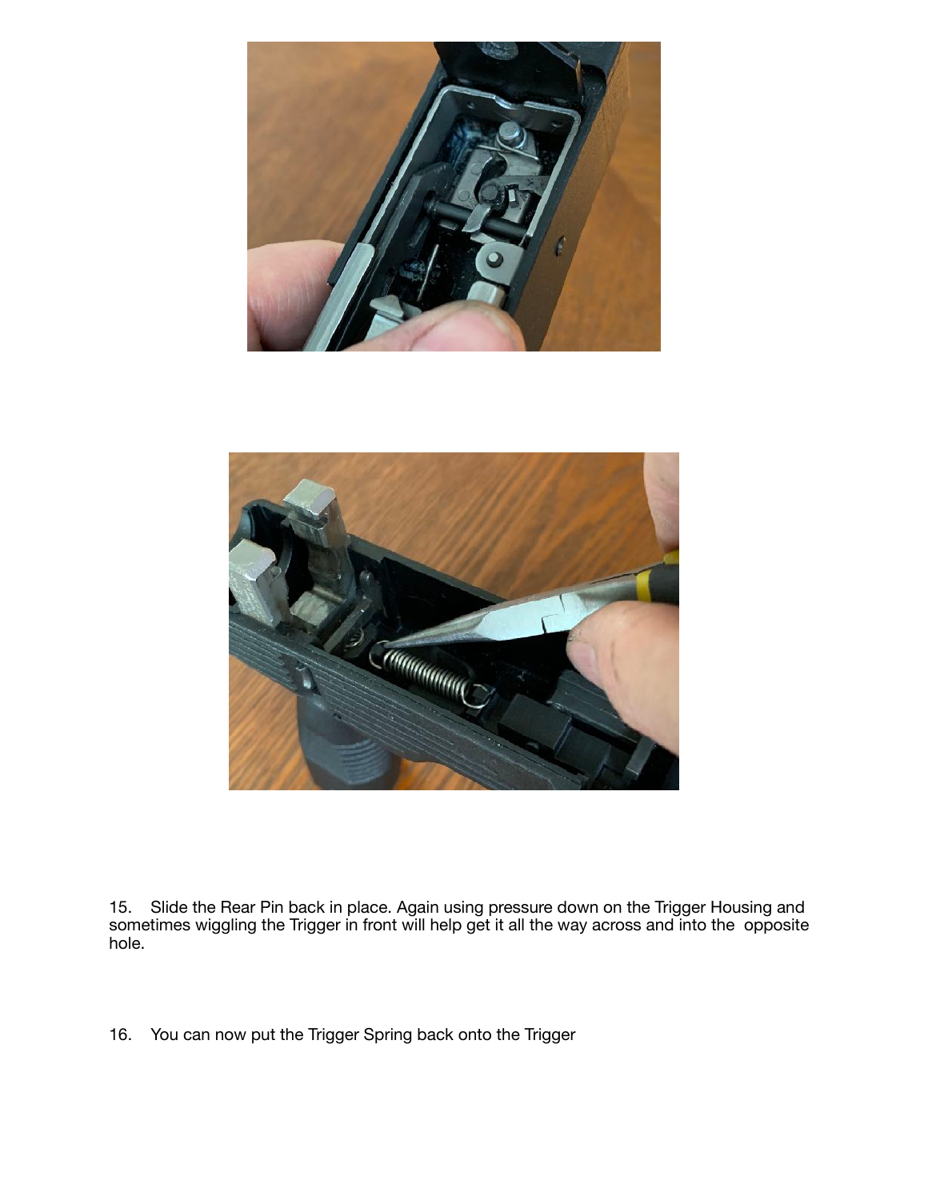15. Slide the Rear Pin back in place. Again using pressure down on the Trigger Housing and sometimes wiggling the Trigger in front will help get it all the way across and into the opposite hole.

16. You can now put the Trigger Spring back onto the Trigger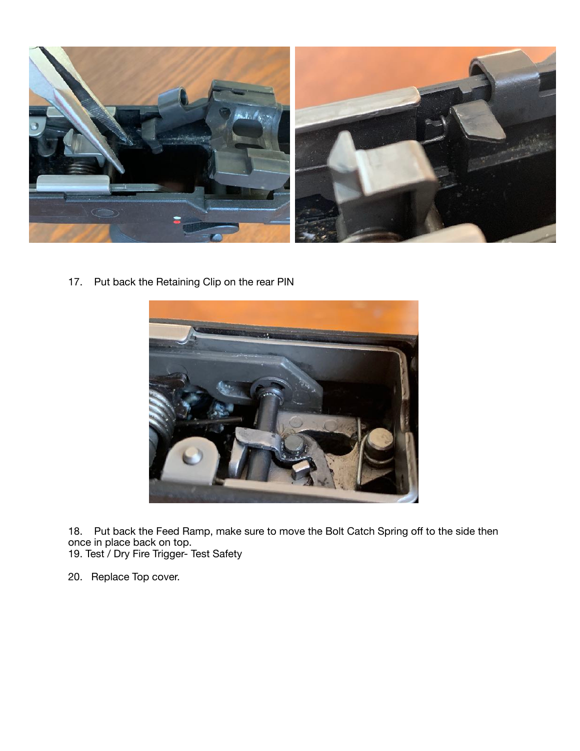17. Put back the Retaining Clip on the rear PIN

18. Put back the Feed Ramp, make sure to move the Bolt Catch Spring off to the side then once in place back on top.

19. Test / Dry Fire Trigger- Test Safety

20. Replace Top cover.